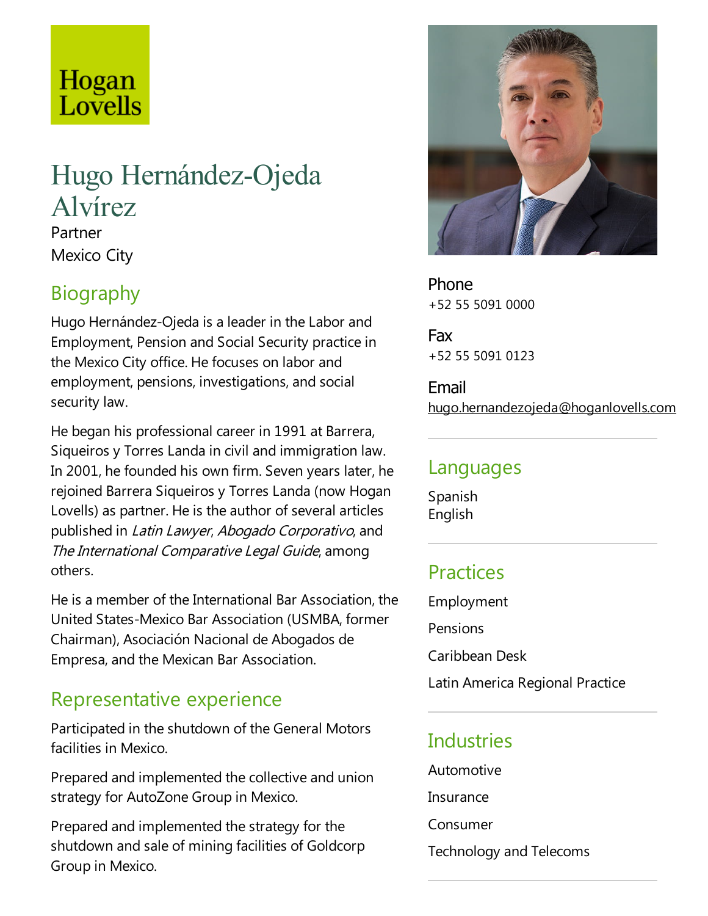Hogan Lovells

# Hugo Hernández-Ojeda Alvírez

Partner

Mexico City

## Biography

Hugo Hernández-Ojeda is a leader in the Labor and Employment, Pension and Social Security practice in the Mexico City office. He focuses on labor and employment, pensions, investigations, and social security law.

He began his professional career in 1991 at Barrera, Siqueiros y Torres Landa in civil and immigration law. In 2001, he founded his own firm. Seven years later, he rejoined Barrera Siqueiros y Torres Landa (now Hogan Lovells) as partner. He is the author of several articles published in *Latin Lawyer*, *Abogado Corporativo*, and *The International Comparative Legal Guide*, among others.

He is a member of the International Bar Association, the United States-Mexico Bar Association (USMBA, former Chairman), Asociación Nacional de Abogados de Empresa, and the Mexican Bar Association.

## Representative experience

Participated in the shutdown of the General Motors facilities in Mexico.

Prepared and implemented the collective and union strategy for AutoZone Group in Mexico.

Prepared and implemented the strategy for the shutdown and sale of mining facilities of Goldcorp Group in Mexico.

**Phone**
+52 55 5091 0000

**Fax**
+52 55 5091 0123

**Email**
hugo.hernandezojeda@hoganlovells.com

## Languages

Spanish
English

## Practices

Employment

Pensions

Caribbean Desk

Latin America Regional Practice

## Industries

Automotive

Insurance

Consumer

Technology and Telecoms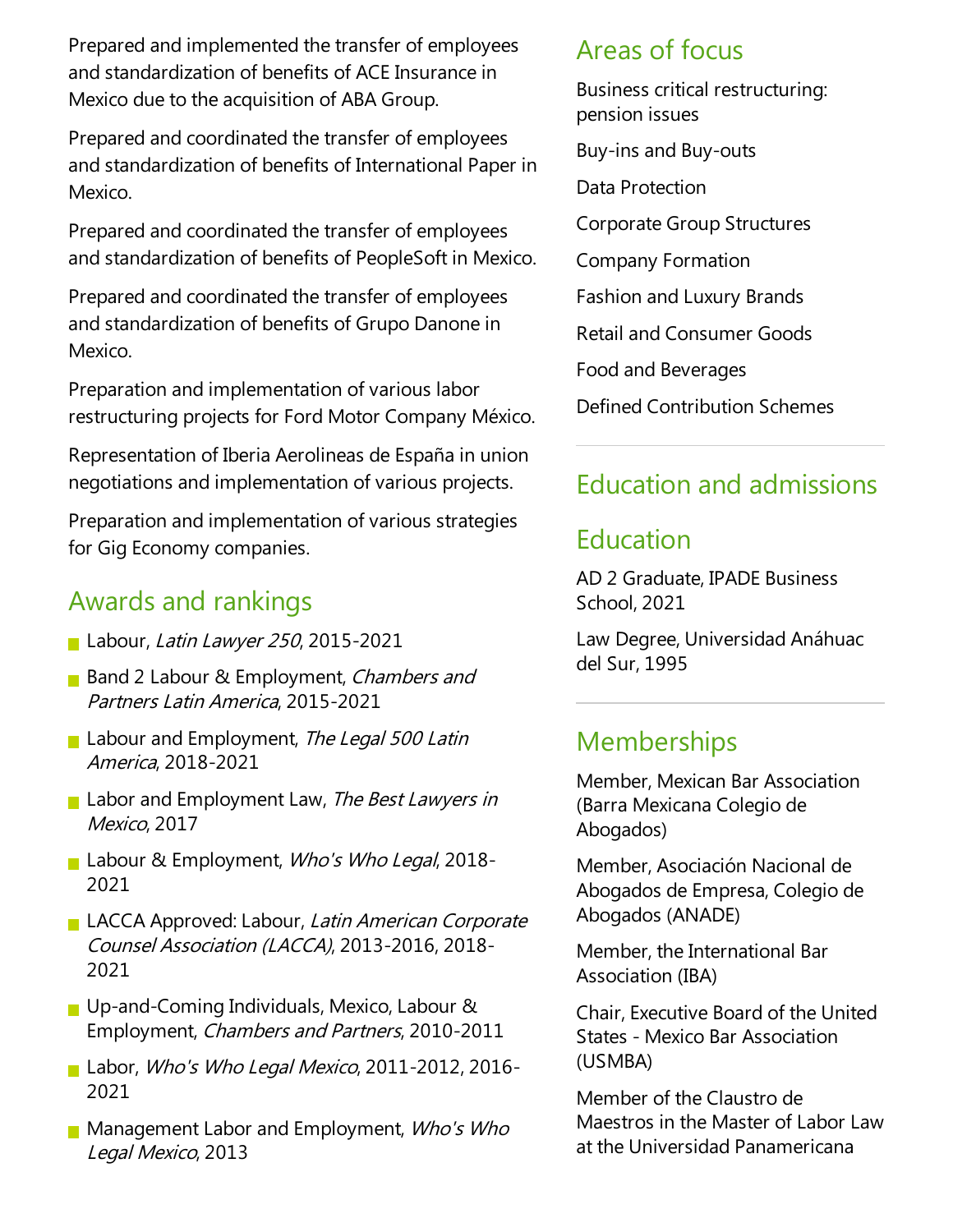Prepared and implemented the transfer of employees and standardization of benefits of ACE Insurance in Mexico due to the acquisition of ABA Group.

Prepared and coordinated the transfer of employees and standardization of benefits of International Paper in Mexico.

Prepared and coordinated the transfer of employees and standardization of benefits of PeopleSoft in Mexico.

Prepared and coordinated the transfer of employees and standardization of benefits of Grupo Danone in Mexico.

Preparation and implementation of various labor restructuring projects for Ford Motor Company México.

Representation of Iberia Aerolineas de España in union negotiations and implementation of various projects.

Preparation and implementation of various strategies for Gig Economy companies.

## Awards and rankings

- Labour, *Latin Lawyer 250*, 2015-2021
- Band 2 Labour & Employment, *Chambers and Partners Latin America*, 2015-2021
- Labour and Employment, *The Legal 500 Latin America*, 2018-2021
- Labor and Employment Law, *The Best Lawyers in Mexico*, 2017
- Labour & Employment, *Who's Who Legal*, 2018-2021
- LACCA Approved: Labour, *Latin American Corporate Counsel Association (LACCA)*, 2013-2016, 2018-2021
- Up-and-Coming Individuals, Mexico, Labour & Employment, *Chambers and Partners*, 2010-2011
- Labor, *Who's Who Legal Mexico*, 2011-2012, 2016-2021
- Management Labor and Employment, *Who's Who Legal Mexico*, 2013

## Areas of focus

Business critical restructuring: pension issues

Buy-ins and Buy-outs

Data Protection

Corporate Group Structures

Company Formation

Fashion and Luxury Brands

Retail and Consumer Goods

Food and Beverages

Defined Contribution Schemes

## Education and admissions

## Education

AD 2 Graduate, IPADE Business School, 2021

Law Degree, Universidad Anáhuac del Sur, 1995

## Memberships

Member, Mexican Bar Association (Barra Mexicana Colegio de Abogados)

Member, Asociación Nacional de Abogados de Empresa, Colegio de Abogados (ANADE)

Member, the International Bar Association (IBA)

Chair, Executive Board of the United States - Mexico Bar Association (USMBA)

Member of the Claustro de Maestros in the Master of Labor Law at the Universidad Panamericana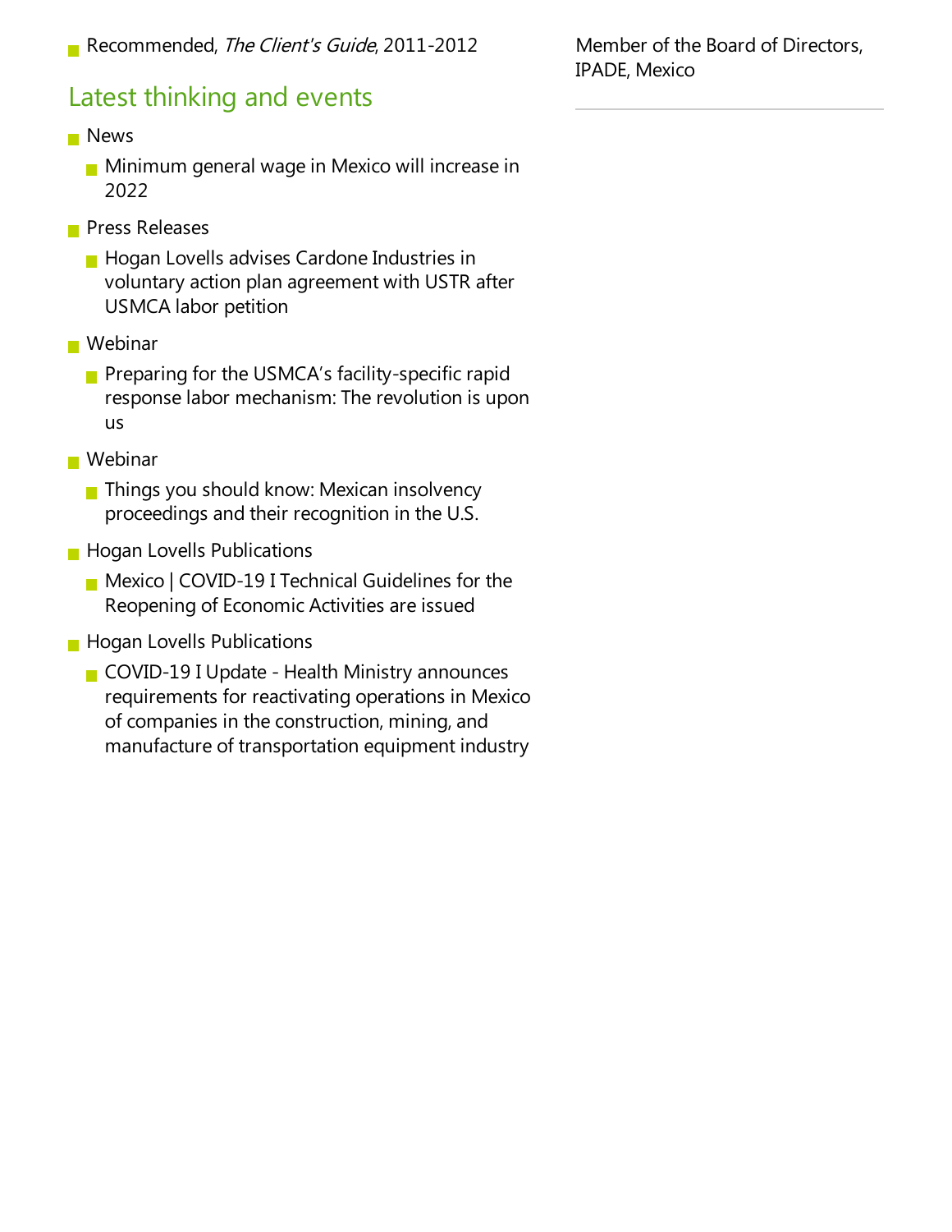- Recommended, *The Client's Guide*, 2011-2012

## Latest thinking and events

- News
  - Minimum general wage in Mexico will increase in 2022
- Press Releases
  - Hogan Lovells advises Cardone Industries in voluntary action plan agreement with USTR after USMCA labor petition
- Webinar
  - Preparing for the USMCA's facility-specific rapid response labor mechanism: The revolution is upon us
- Webinar
  - Things you should know: Mexican insolvency proceedings and their recognition in the U.S.
- Hogan Lovells Publications
  - Mexico | COVID-19 I Technical Guidelines for the Reopening of Economic Activities are issued
- Hogan Lovells Publications
  - COVID-19 I Update - Health Ministry announces requirements for reactivating operations in Mexico of companies in the construction, mining, and manufacture of transportation equipment industry

Member of the Board of Directors, IPADE, Mexico